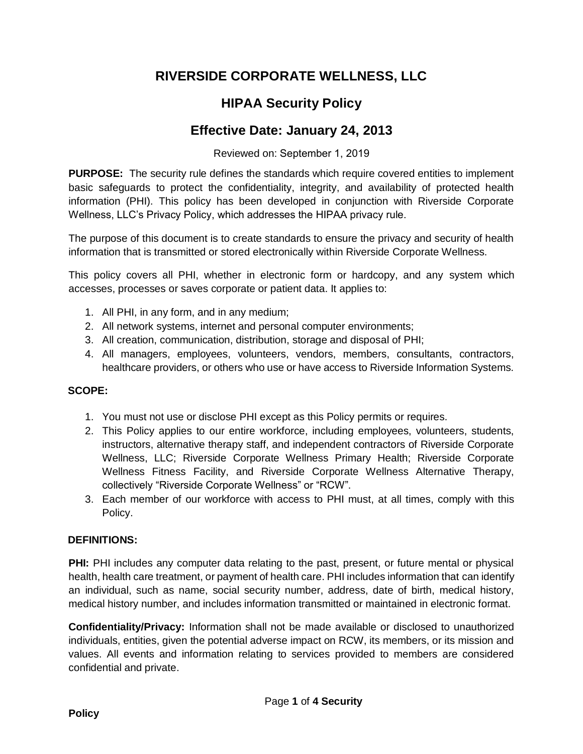# RIVERSIDE CORPORATE WELLNESS, LLC

## HIPAA Security Policy

## Effective Date: January 24, 2013

Reviewed on: September 1, 2019

**PURPOSE:** The security rule defines the standards which require covered entities to implement basic safeguards to protect the confidentiality, integrity, and availability of protected health information (PHI). This policy has been developed in conjunction with Riverside Corporate Wellness, LLC's Privacy Policy, which addresses the HIPAA privacy rule.

The purpose of this document is to create standards to ensure the privacy and security of health information that is transmitted or stored electronically within Riverside Corporate Wellness.

This policy covers all PHI, whether in electronic form or hardcopy, and any system which accesses, processes or saves corporate or patient data. It applies to:

1. All PHI, in any form, and in any medium;
2. All network systems, internet and personal computer environments;
3. All creation, communication, distribution, storage and disposal of PHI;
4. All managers, employees, volunteers, vendors, members, consultants, contractors, healthcare providers, or others who use or have access to Riverside Information Systems.

**SCOPE:**

1. You must not use or disclose PHI except as this Policy permits or requires.
2. This Policy applies to our entire workforce, including employees, volunteers, students, instructors, alternative therapy staff, and independent contractors of Riverside Corporate Wellness, LLC; Riverside Corporate Wellness Primary Health; Riverside Corporate Wellness Fitness Facility, and Riverside Corporate Wellness Alternative Therapy, collectively "Riverside Corporate Wellness" or "RCW".
3. Each member of our workforce with access to PHI must, at all times, comply with this Policy.

**DEFINITIONS:**

**PHI:** PHI includes any computer data relating to the past, present, or future mental or physical health, health care treatment, or payment of health care. PHI includes information that can identify an individual, such as name, social security number, address, date of birth, medical history, medical history number, and includes information transmitted or maintained in electronic format.

**Confidentiality/Privacy:** Information shall not be made available or disclosed to unauthorized individuals, entities, given the potential adverse impact on RCW, its members, or its mission and values. All events and information relating to services provided to members are considered confidential and private.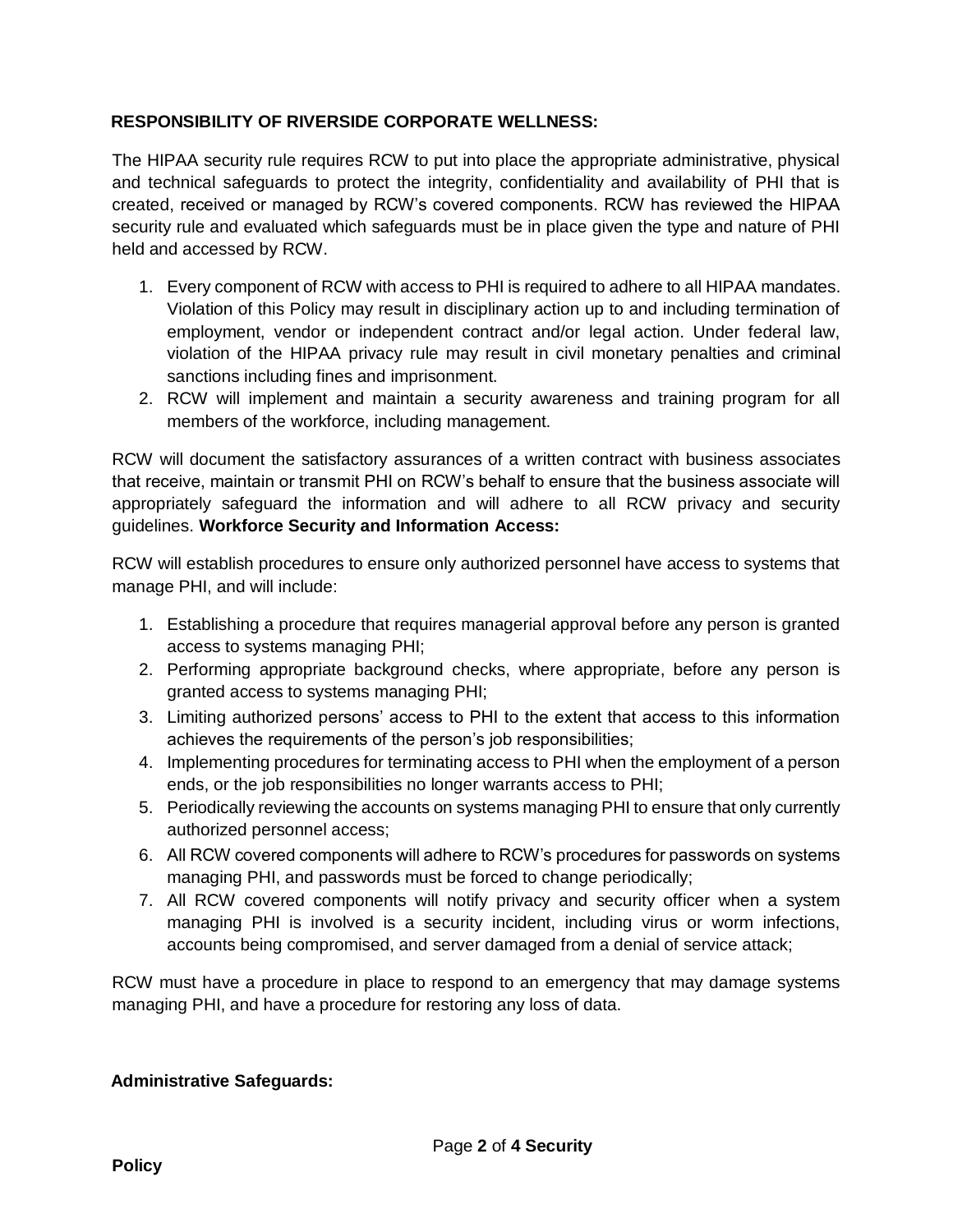**RESPONSIBILITY OF RIVERSIDE CORPORATE WELLNESS:**

The HIPAA security rule requires RCW to put into place the appropriate administrative, physical and technical safeguards to protect the integrity, confidentiality and availability of PHI that is created, received or managed by RCW's covered components. RCW has reviewed the HIPAA security rule and evaluated which safeguards must be in place given the type and nature of PHI held and accessed by RCW.

1. Every component of RCW with access to PHI is required to adhere to all HIPAA mandates. Violation of this Policy may result in disciplinary action up to and including termination of employment, vendor or independent contract and/or legal action. Under federal law, violation of the HIPAA privacy rule may result in civil monetary penalties and criminal sanctions including fines and imprisonment.
2. RCW will implement and maintain a security awareness and training program for all members of the workforce, including management.

RCW will document the satisfactory assurances of a written contract with business associates that receive, maintain or transmit PHI on RCW's behalf to ensure that the business associate will appropriately safeguard the information and will adhere to all RCW privacy and security guidelines. **Workforce Security and Information Access:**

RCW will establish procedures to ensure only authorized personnel have access to systems that manage PHI, and will include:

1. Establishing a procedure that requires managerial approval before any person is granted access to systems managing PHI;
2. Performing appropriate background checks, where appropriate, before any person is granted access to systems managing PHI;
3. Limiting authorized persons' access to PHI to the extent that access to this information achieves the requirements of the person's job responsibilities;
4. Implementing procedures for terminating access to PHI when the employment of a person ends, or the job responsibilities no longer warrants access to PHI;
5. Periodically reviewing the accounts on systems managing PHI to ensure that only currently authorized personnel access;
6. All RCW covered components will adhere to RCW's procedures for passwords on systems managing PHI, and passwords must be forced to change periodically;
7. All RCW covered components will notify privacy and security officer when a system managing PHI is involved is a security incident, including virus or worm infections, accounts being compromised, and server damaged from a denial of service attack;

RCW must have a procedure in place to respond to an emergency that may damage systems managing PHI, and have a procedure for restoring any loss of data.

**Administrative Safeguards:**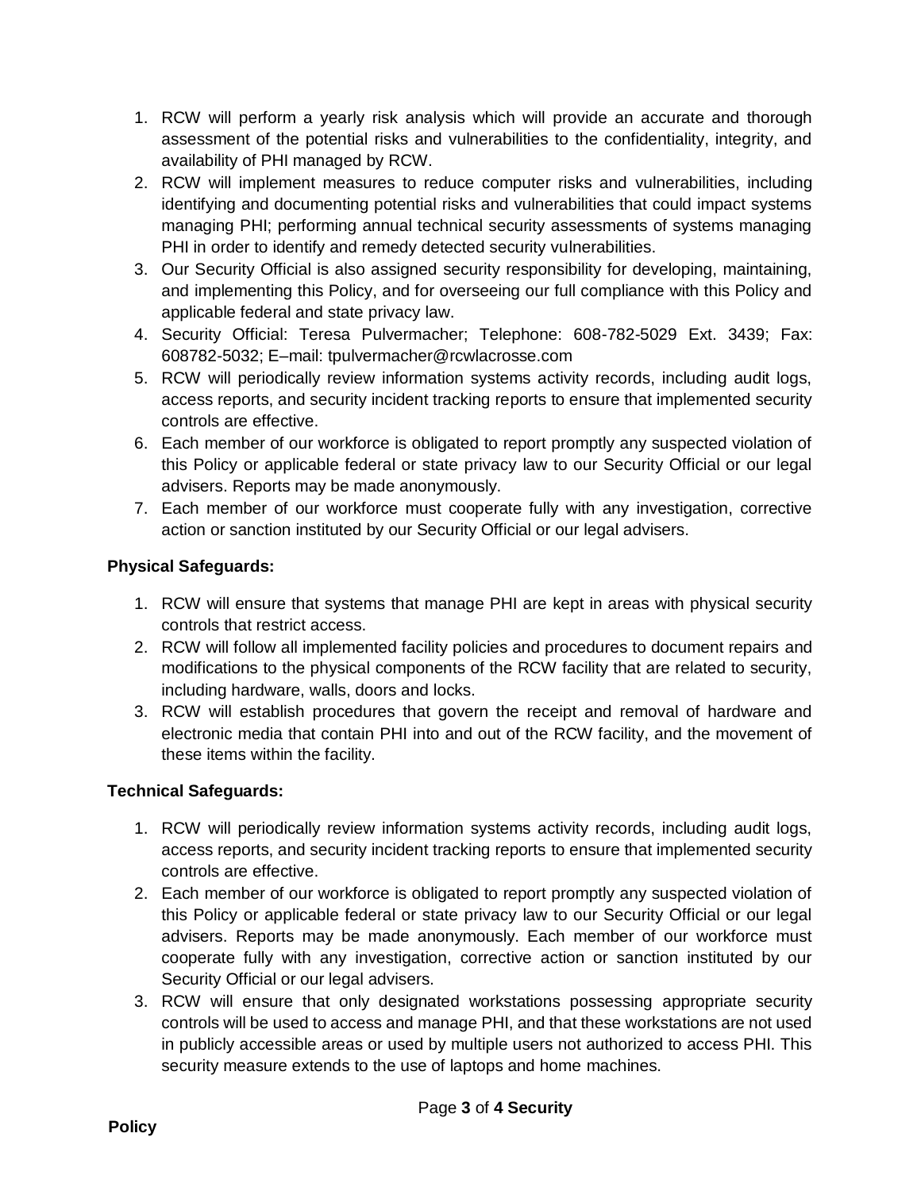1. RCW will perform a yearly risk analysis which will provide an accurate and thorough assessment of the potential risks and vulnerabilities to the confidentiality, integrity, and availability of PHI managed by RCW.
2. RCW will implement measures to reduce computer risks and vulnerabilities, including identifying and documenting potential risks and vulnerabilities that could impact systems managing PHI; performing annual technical security assessments of systems managing PHI in order to identify and remedy detected security vulnerabilities.
3. Our Security Official is also assigned security responsibility for developing, maintaining, and implementing this Policy, and for overseeing our full compliance with this Policy and applicable federal and state privacy law.
4. Security Official: Teresa Pulvermacher; Telephone: 608-782-5029 Ext. 3439; Fax: 608782-5032; E–mail: tpulvermacher@rcwlacrosse.com
5. RCW will periodically review information systems activity records, including audit logs, access reports, and security incident tracking reports to ensure that implemented security controls are effective.
6. Each member of our workforce is obligated to report promptly any suspected violation of this Policy or applicable federal or state privacy law to our Security Official or our legal advisers. Reports may be made anonymously.
7. Each member of our workforce must cooperate fully with any investigation, corrective action or sanction instituted by our Security Official or our legal advisers.

**Physical Safeguards:**

1. RCW will ensure that systems that manage PHI are kept in areas with physical security controls that restrict access.
2. RCW will follow all implemented facility policies and procedures to document repairs and modifications to the physical components of the RCW facility that are related to security, including hardware, walls, doors and locks.
3. RCW will establish procedures that govern the receipt and removal of hardware and electronic media that contain PHI into and out of the RCW facility, and the movement of these items within the facility.

**Technical Safeguards:**

1. RCW will periodically review information systems activity records, including audit logs, access reports, and security incident tracking reports to ensure that implemented security controls are effective.
2. Each member of our workforce is obligated to report promptly any suspected violation of this Policy or applicable federal or state privacy law to our Security Official or our legal advisers. Reports may be made anonymously. Each member of our workforce must cooperate fully with any investigation, corrective action or sanction instituted by our Security Official or our legal advisers.
3. RCW will ensure that only designated workstations possessing appropriate security controls will be used to access and manage PHI, and that these workstations are not used in publicly accessible areas or used by multiple users not authorized to access PHI. This security measure extends to the use of laptops and home machines.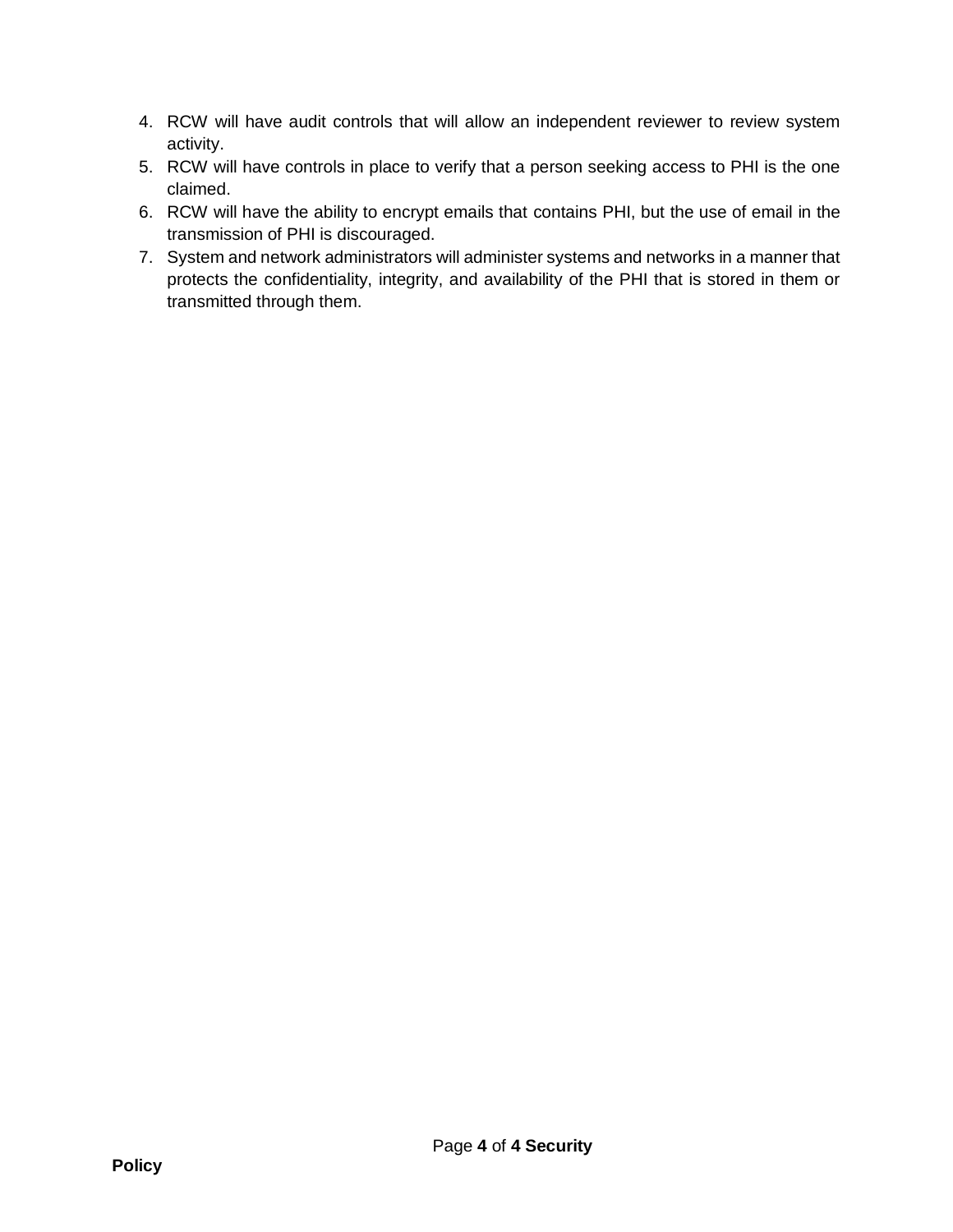4. RCW will have audit controls that will allow an independent reviewer to review system activity.
5. RCW will have controls in place to verify that a person seeking access to PHI is the one claimed.
6. RCW will have the ability to encrypt emails that contains PHI, but the use of email in the transmission of PHI is discouraged.
7. System and network administrators will administer systems and networks in a manner that protects the confidentiality, integrity, and availability of the PHI that is stored in them or transmitted through them.